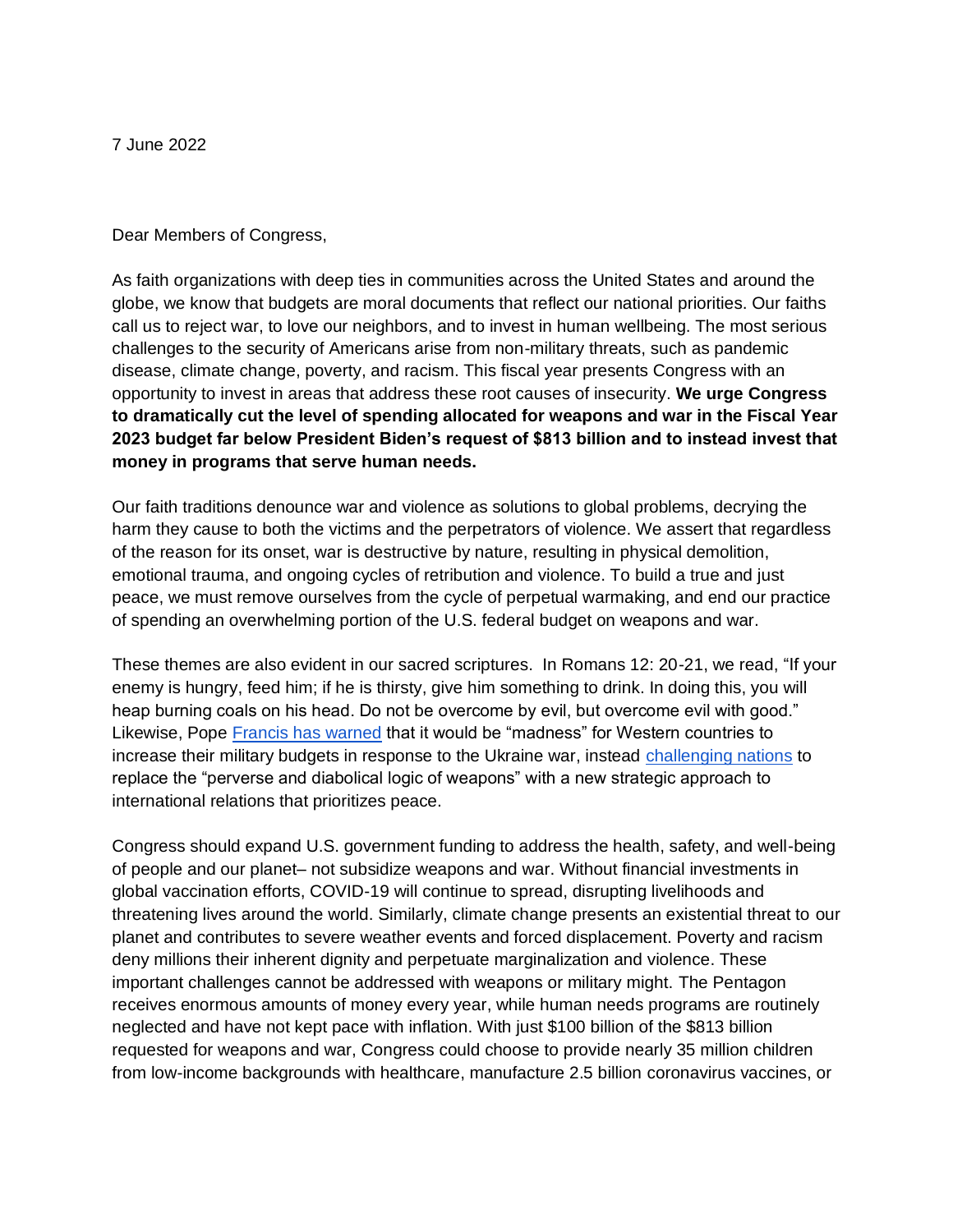7 June 2022

Dear Members of Congress,

As faith organizations with deep ties in communities across the United States and around the globe, we know that budgets are moral documents that reflect our national priorities. Our faiths call us to reject war, to love our neighbors, and to invest in human wellbeing. The most serious challenges to the security of Americans arise from non-military threats, such as pandemic disease, climate change, poverty, and racism. This fiscal year presents Congress with an opportunity to invest in areas that address these root causes of insecurity. **We urge Congress to dramatically cut the level of spending allocated for weapons and war in the Fiscal Year 2023 budget far below President Biden's request of $813 billion and to instead invest that money in programs that serve human needs.**

Our faith traditions denounce war and violence as solutions to global problems, decrying the harm they cause to both the victims and the perpetrators of violence. We assert that regardless of the reason for its onset, war is destructive by nature, resulting in physical demolition, emotional trauma, and ongoing cycles of retribution and violence. To build a true and just peace, we must remove ourselves from the cycle of perpetual warmaking, and end our practice of spending an overwhelming portion of the U.S. federal budget on weapons and war.

These themes are also evident in our sacred scriptures. In Romans 12: 20-21, we read, "If your enemy is hungry, feed him; if he is thirsty, give him something to drink. In doing this, you will heap burning coals on his head. Do not be overcome by evil, but overcome evil with good." Likewise, Pope Francis has warned that it would be "madness" for Western countries to increase their military budgets in response to the Ukraine war, instead challenging nations to replace the "perverse and diabolical logic of weapons" with a new strategic approach to international relations that prioritizes peace.

Congress should expand U.S. government funding to address the health, safety, and well-being of people and our planet– not subsidize weapons and war. Without financial investments in global vaccination efforts, COVID-19 will continue to spread, disrupting livelihoods and threatening lives around the world. Similarly, climate change presents an existential threat to our planet and contributes to severe weather events and forced displacement. Poverty and racism deny millions their inherent dignity and perpetuate marginalization and violence. These important challenges cannot be addressed with weapons or military might. The Pentagon receives enormous amounts of money every year, while human needs programs are routinely neglected and have not kept pace with inflation. With just $100 billion of the $813 billion requested for weapons and war, Congress could choose to provide nearly 35 million children from low-income backgrounds with healthcare, manufacture 2.5 billion coronavirus vaccines, or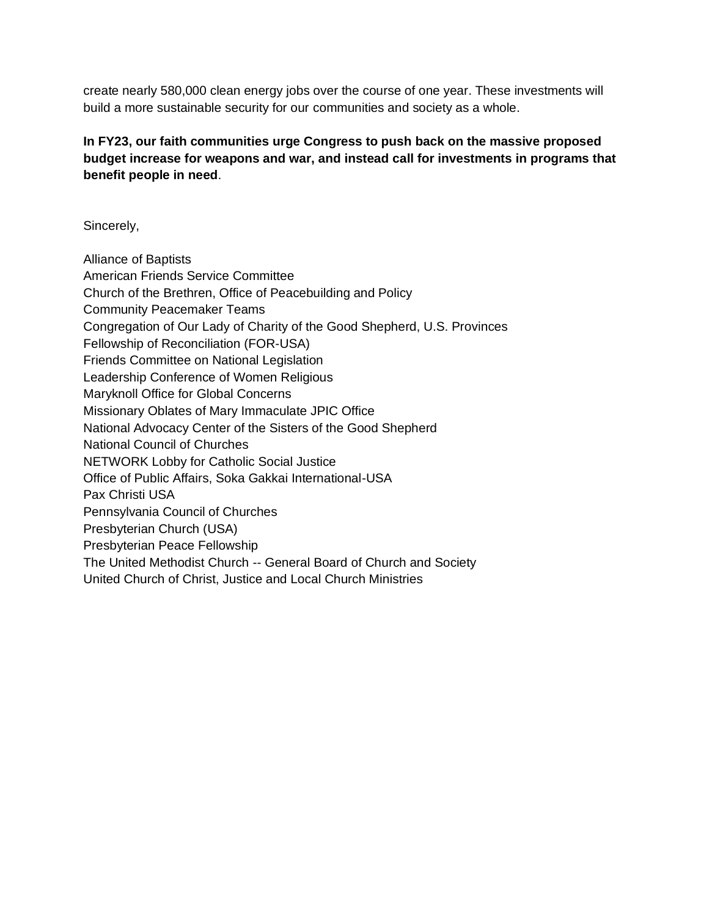create nearly 580,000 clean energy jobs over the course of one year. These investments will build a more sustainable security for our communities and society as a whole.

**In FY23, our faith communities urge Congress to push back on the massive proposed budget increase for weapons and war, and instead call for investments in programs that benefit people in need**.

Sincerely,

Alliance of Baptists
American Friends Service Committee
Church of the Brethren, Office of Peacebuilding and Policy
Community Peacemaker Teams
Congregation of Our Lady of Charity of the Good Shepherd, U.S. Provinces
Fellowship of Reconciliation (FOR-USA)
Friends Committee on National Legislation
Leadership Conference of Women Religious
Maryknoll Office for Global Concerns
Missionary Oblates of Mary Immaculate JPIC Office
National Advocacy Center of the Sisters of the Good Shepherd
National Council of Churches
NETWORK Lobby for Catholic Social Justice
Office of Public Affairs, Soka Gakkai International-USA
Pax Christi USA
Pennsylvania Council of Churches
Presbyterian Church (USA)
Presbyterian Peace Fellowship
The United Methodist Church -- General Board of Church and Society
United Church of Christ, Justice and Local Church Ministries